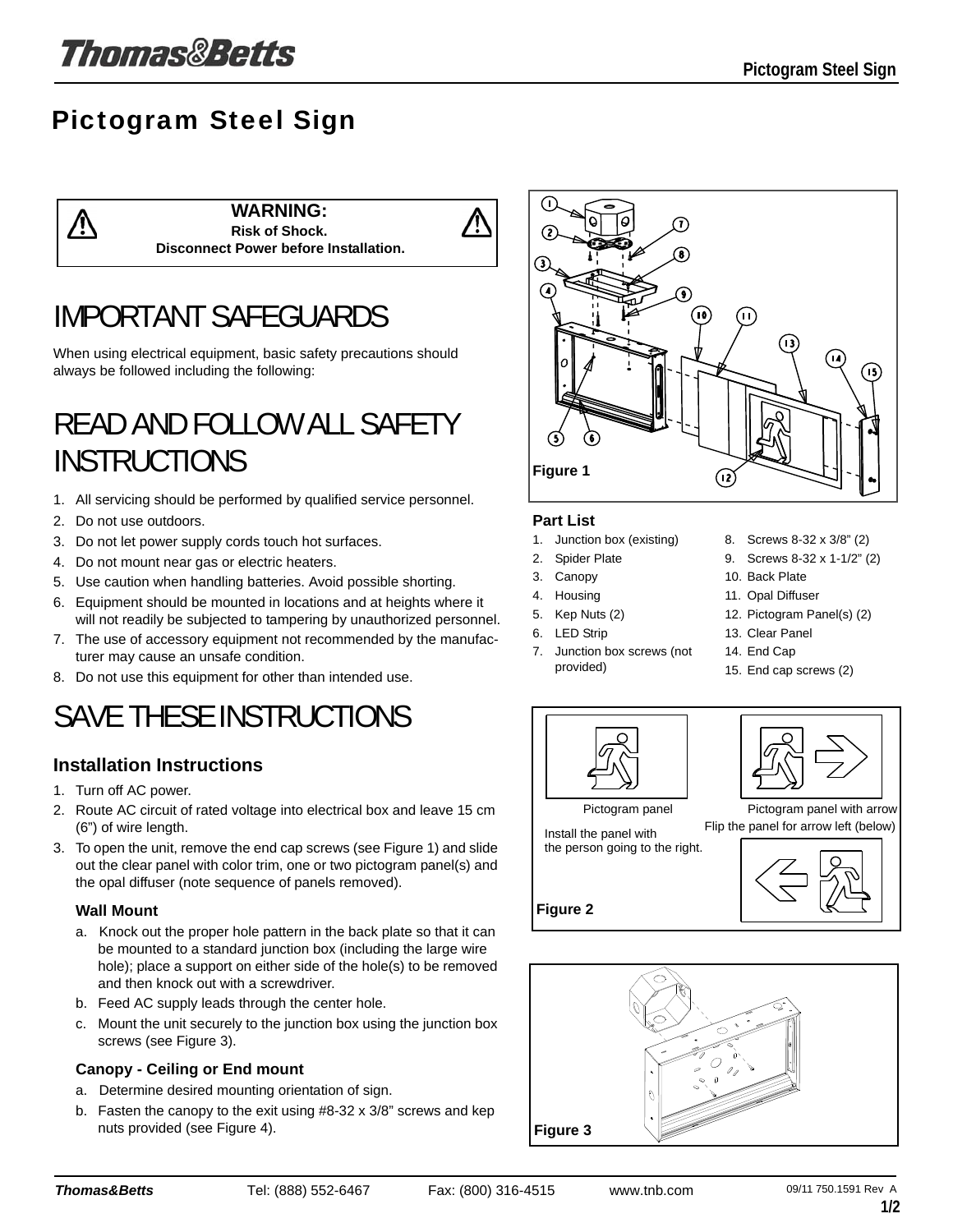# Pictogram Steel Sign

**WARNING:**
**Risk of Shock.**
**Disconnect Power before Installation.**

# IMPORTANT SAFEGUARDS

When using electrical equipment, basic safety precautions should always be followed including the following:

# READ AND FOLLOW ALL SAFETY INSTRUCTIONS

1. All servicing should be performed by qualified service personnel.
2. Do not use outdoors.
3. Do not let power supply cords touch hot surfaces.
4. Do not mount near gas or electric heaters.
5. Use caution when handling batteries. Avoid possible shorting.
6. Equipment should be mounted in locations and at heights where it will not readily be subjected to tampering by unauthorized personnel.
7. The use of accessory equipment not recommended by the manufacturer may cause an unsafe condition.
8. Do not use this equipment for other than intended use.

# SAVE THESE INSTRUCTIONS

## Installation Instructions

1. Turn off AC power.
2. Route AC circuit of rated voltage into electrical box and leave 15 cm (6") of wire length.
3. To open the unit, remove the end cap screws (see Figure 1) and slide out the clear panel with color trim, one or two pictogram panel(s) and the opal diffuser (note sequence of panels removed).

### Wall Mount

a. Knock out the proper hole pattern in the back plate so that it can be mounted to a standard junction box (including the large wire hole); place a support on either side of the hole(s) to be removed and then knock out with a screwdriver.
b. Feed AC supply leads through the center hole.
c. Mount the unit securely to the junction box using the junction box screws (see Figure 3).

### Canopy - Ceiling or End mount

a. Determine desired mounting orientation of sign.
b. Fasten the canopy to the exit using #8-32 x 3/8" screws and kep nuts provided (see Figure 4).

Figure 1

### Part List

1. Junction box (existing)
2. Spider Plate
3. Canopy
4. Housing
5. Kep Nuts (2)
6. LED Strip
7. Junction box screws (not provided)
8. Screws 8-32 x 3/8" (2)
9. Screws 8-32 x 1-1/2" (2)
10. Back Plate
11. Opal Diffuser
12. Pictogram Panel(s) (2)
13. Clear Panel
14. End Cap
15. End cap screws (2)

Pictogram panel

Install the panel with the person going to the right.

Pictogram panel with arrow

Flip the panel for arrow left (below)

Figure 2

Figure 3

Thomas&Betts Tel: (888) 552-6467 Fax: (800) 316-4515 www.tnb.com

09/11 750.1591 Rev A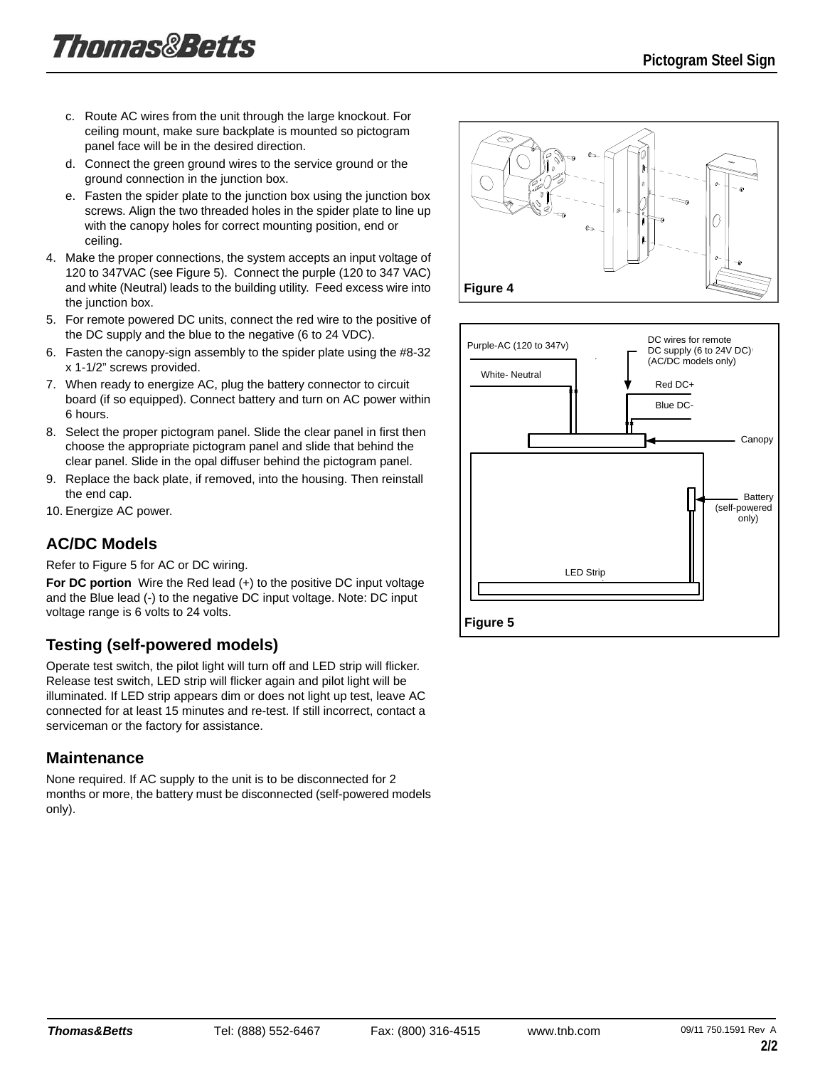c. Route AC wires from the unit through the large knockout. For ceiling mount, make sure backplate is mounted so pictogram panel face will be in the desired direction.
d. Connect the green ground wires to the service ground or the ground connection in the junction box.
e. Fasten the spider plate to the junction box using the junction box screws. Align the two threaded holes in the spider plate to line up with the canopy holes for correct mounting position, end or ceiling.

4. Make the proper connections, the system accepts an input voltage of 120 to 347VAC (see Figure 5). Connect the purple (120 to 347 VAC) and white (Neutral) leads to the building utility. Feed excess wire into the junction box.
5. For remote powered DC units, connect the red wire to the positive of the DC supply and the blue to the negative (6 to 24 VDC).
6. Fasten the canopy-sign assembly to the spider plate using the #8-32 x 1-1/2" screws provided.
7. When ready to energize AC, plug the battery connector to circuit board (if so equipped). Connect battery and turn on AC power within 6 hours.
8. Select the proper pictogram panel. Slide the clear panel in first then choose the appropriate pictogram panel and slide that behind the clear panel. Slide in the opal diffuser behind the pictogram panel.
9. Replace the back plate, if removed, into the housing. Then reinstall the end cap.
10. Energize AC power.

## AC/DC Models

Refer to Figure 5 for AC or DC wiring.

**For DC portion** Wire the Red lead (+) to the positive DC input voltage and the Blue lead (-) to the negative DC input voltage. Note: DC input voltage range is 6 volts to 24 volts.

## Testing (self-powered models)

Operate test switch, the pilot light will turn off and LED strip will flicker. Release test switch, LED strip will flicker again and pilot light will be illuminated. If LED strip appears dim or does not light up test, leave AC connected for at least 15 minutes and re-test. If still incorrect, contact a serviceman or the factory for assistance.

## Maintenance

None required. If AC supply to the unit is to be disconnected for 2 months or more, the battery must be disconnected (self-powered models only).

Figure 4

Purple-AC (120 to 347v)
White- Neutral
DC wires for remote DC supply (6 to 24V DC) (AC/DC models only)
Red DC+
Blue DC-
Canopy
Battery (self-powered only)
LED Strip

Figure 5